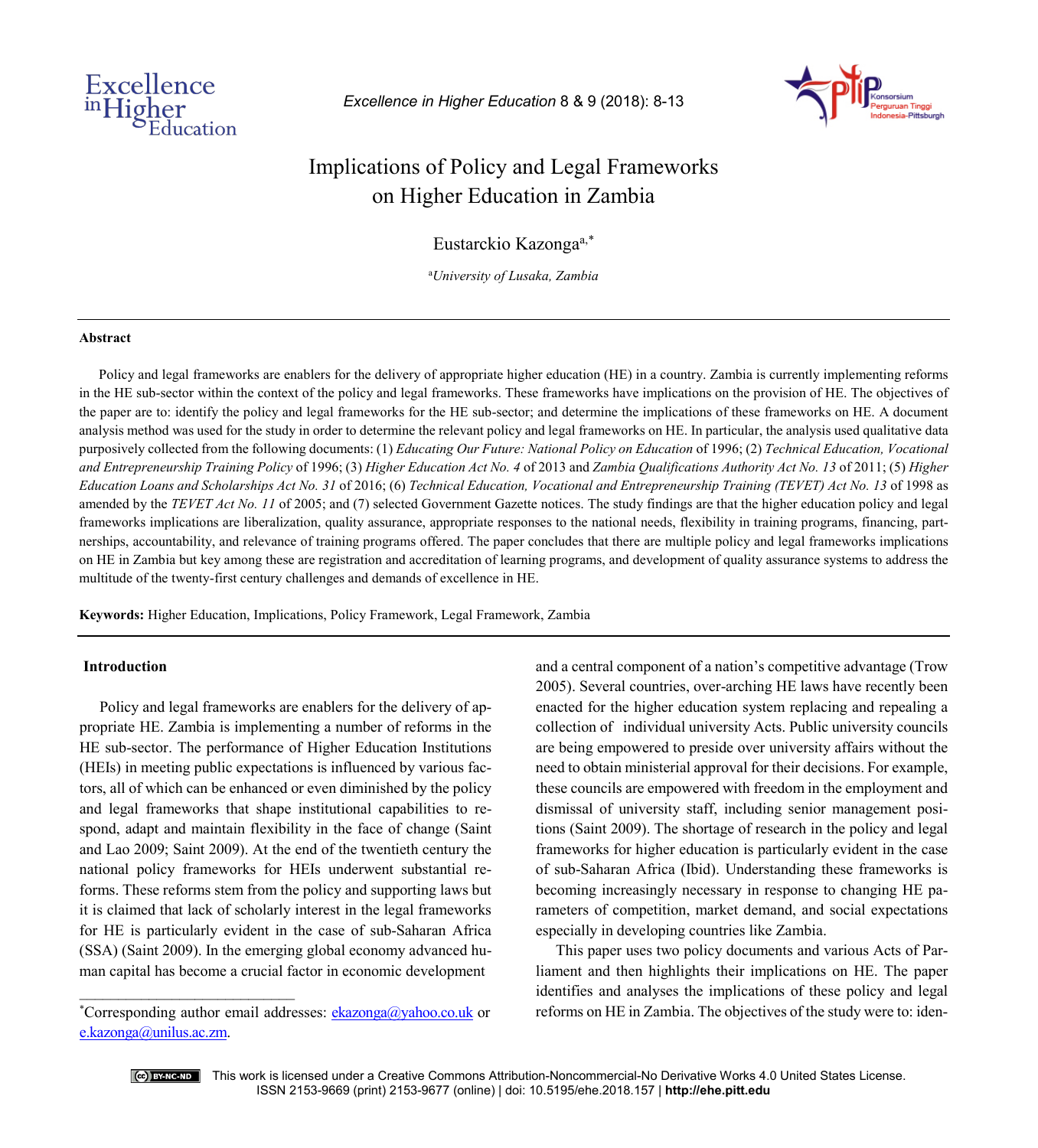# Implications of Policy and Legal Frameworks on Higher Education in Zambia

Eustarckio Kazonga[a,*]

[a]*University of Lusaka, Zambia*

---

**Abstract**

Policy and legal frameworks are enablers for the delivery of appropriate higher education (HE) in a country. Zambia is currently implementing reforms in the HE sub-sector within the context of the policy and legal frameworks. These frameworks have implications on the provision of HE. The objectives of the paper are to: identify the policy and legal frameworks for the HE sub-sector; and determine the implications of these frameworks on HE. A document analysis method was used for the study in order to determine the relevant policy and legal frameworks on HE. In particular, the analysis used qualitative data purposively collected from the following documents: (1) *Educating Our Future: National Policy on Education* of 1996; (2) *Technical Education, Vocational and Entrepreneurship Training Policy* of 1996; (3) *Higher Education Act No. 4* of 2013 and *Zambia Qualifications Authority Act No. 13* of 2011; (5) *Higher Education Loans and Scholarships Act No. 31* of 2016; (6) *Technical Education, Vocational and Entrepreneurship Training (TEVET) Act No. 13* of 1998 as amended by the *TEVET Act No. 11* of 2005; and (7) selected Government Gazette notices. The study findings are that the higher education policy and legal frameworks implications are liberalization, quality assurance, appropriate responses to the national needs, flexibility in training programs, financing, partnerships, accountability, and relevance of training programs offered. The paper concludes that there are multiple policy and legal frameworks implications on HE in Zambia but key among these are registration and accreditation of learning programs, and development of quality assurance systems to address the multitude of the twenty-first century challenges and demands of excellence in HE.

**Keywords:** Higher Education, Implications, Policy Framework, Legal Framework, Zambia

---

## Introduction

Policy and legal frameworks are enablers for the delivery of appropriate HE. Zambia is implementing a number of reforms in the HE sub-sector. The performance of Higher Education Institutions (HEIs) in meeting public expectations is influenced by various factors, all of which can be enhanced or even diminished by the policy and legal frameworks that shape institutional capabilities to respond, adapt and maintain flexibility in the face of change (Saint and Lao 2009; Saint 2009). At the end of the twentieth century the national policy frameworks for HEIs underwent substantial reforms. These reforms stem from the policy and supporting laws but it is claimed that lack of scholarly interest in the legal frameworks for HE is particularly evident in the case of sub-Saharan Africa (SSA) (Saint 2009). In the emerging global economy advanced human capital has become a crucial factor in economic development and a central component of a nation's competitive advantage (Trow 2005). Several countries, over-arching HE laws have recently been enacted for the higher education system replacing and repealing a collection of individual university Acts. Public university councils are being empowered to preside over university affairs without the need to obtain ministerial approval for their decisions. For example, these councils are empowered with freedom in the employment and dismissal of university staff, including senior management positions (Saint 2009). The shortage of research in the policy and legal frameworks for higher education is particularly evident in the case of sub-Saharan Africa (Ibid). Understanding these frameworks is becoming increasingly necessary in response to changing HE parameters of competition, market demand, and social expectations especially in developing countries like Zambia.

This paper uses two policy documents and various Acts of Parliament and then highlights their implications on HE. The paper identifies and analyses the implications of these policy and legal reforms on HE in Zambia. The objectives of the study were to: iden-

---

*Corresponding author email addresses: ekazonga@yahoo.co.uk or e.kazonga@unilus.ac.zm.

This work is licensed under a Creative Commons Attribution-Noncommercial-No Derivative Works 4.0 United States License.
ISSN 2153-9669 (print) 2153-9677 (online) | doi: 10.5195/ehe.2018.157 | **http://ehe.pitt.edu**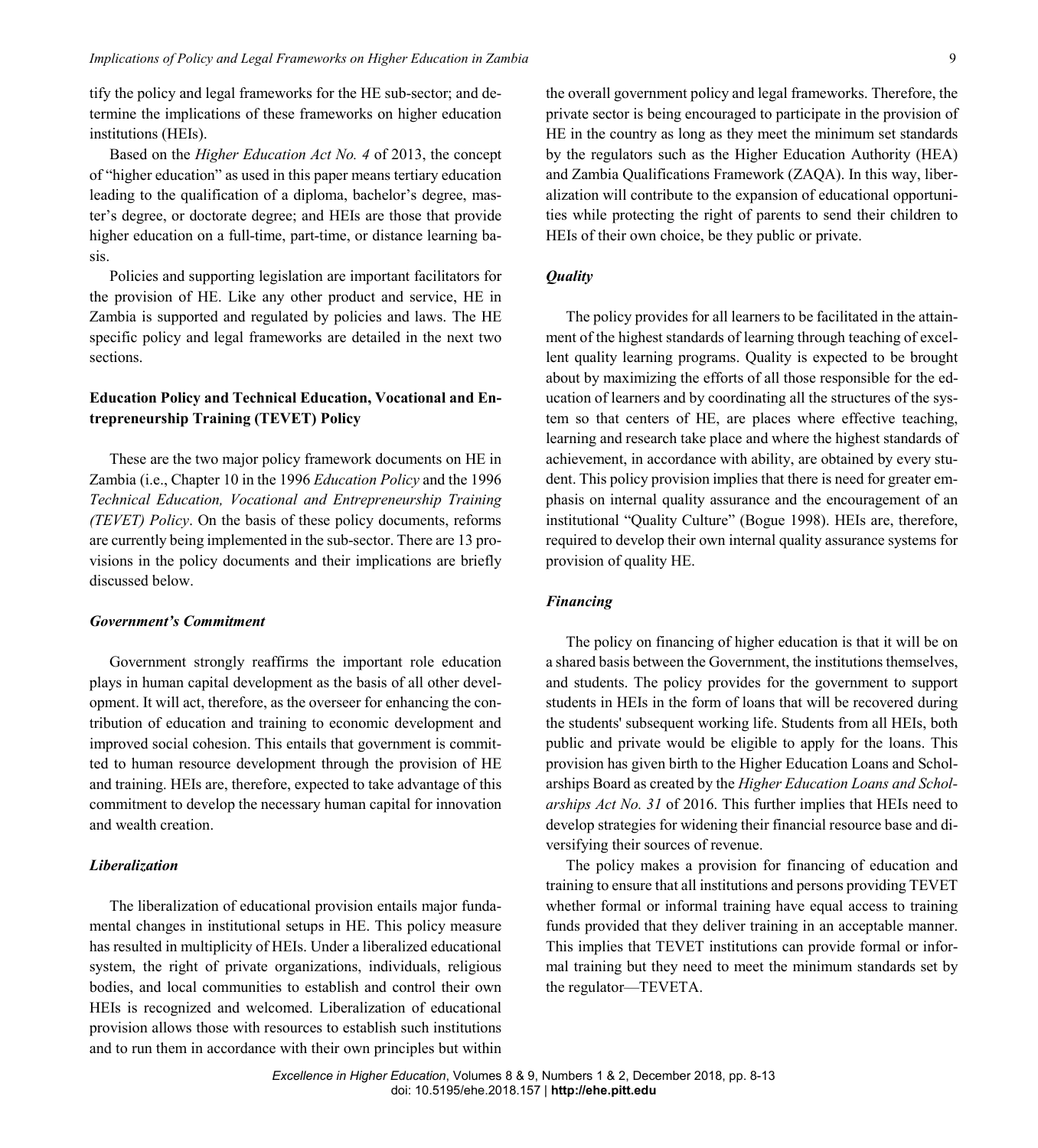tify the policy and legal frameworks for the HE sub-sector; and determine the implications of these frameworks on higher education institutions (HEIs).

Based on the *Higher Education Act No. 4* of 2013, the concept of "higher education" as used in this paper means tertiary education leading to the qualification of a diploma, bachelor's degree, master's degree, or doctorate degree; and HEIs are those that provide higher education on a full-time, part-time, or distance learning basis.

Policies and supporting legislation are important facilitators for the provision of HE. Like any other product and service, HE in Zambia is supported and regulated by policies and laws. The HE specific policy and legal frameworks are detailed in the next two sections.

## Education Policy and Technical Education, Vocational and Entrepreneurship Training (TEVET) Policy

These are the two major policy framework documents on HE in Zambia (i.e., Chapter 10 in the 1996 *Education Policy* and the 1996 *Technical Education, Vocational and Entrepreneurship Training (TEVET) Policy*. On the basis of these policy documents, reforms are currently being implemented in the sub-sector. There are 13 provisions in the policy documents and their implications are briefly discussed below.

### *Government's Commitment*

Government strongly reaffirms the important role education plays in human capital development as the basis of all other development. It will act, therefore, as the overseer for enhancing the contribution of education and training to economic development and improved social cohesion. This entails that government is committed to human resource development through the provision of HE and training. HEIs are, therefore, expected to take advantage of this commitment to develop the necessary human capital for innovation and wealth creation.

### *Liberalization*

The liberalization of educational provision entails major fundamental changes in institutional setups in HE. This policy measure has resulted in multiplicity of HEIs. Under a liberalized educational system, the right of private organizations, individuals, religious bodies, and local communities to establish and control their own HEIs is recognized and welcomed. Liberalization of educational provision allows those with resources to establish such institutions and to run them in accordance with their own principles but within the overall government policy and legal frameworks. Therefore, the private sector is being encouraged to participate in the provision of HE in the country as long as they meet the minimum set standards by the regulators such as the Higher Education Authority (HEA) and Zambia Qualifications Framework (ZAQA). In this way, liberalization will contribute to the expansion of educational opportunities while protecting the right of parents to send their children to HEIs of their own choice, be they public or private.

### *Quality*

The policy provides for all learners to be facilitated in the attainment of the highest standards of learning through teaching of excellent quality learning programs. Quality is expected to be brought about by maximizing the efforts of all those responsible for the education of learners and by coordinating all the structures of the system so that centers of HE, are places where effective teaching, learning and research take place and where the highest standards of achievement, in accordance with ability, are obtained by every student. This policy provision implies that there is need for greater emphasis on internal quality assurance and the encouragement of an institutional "Quality Culture" (Bogue 1998). HEIs are, therefore, required to develop their own internal quality assurance systems for provision of quality HE.

### *Financing*

The policy on financing of higher education is that it will be on a shared basis between the Government, the institutions themselves, and students. The policy provides for the government to support students in HEIs in the form of loans that will be recovered during the students' subsequent working life. Students from all HEIs, both public and private would be eligible to apply for the loans. This provision has given birth to the Higher Education Loans and Scholarships Board as created by the *Higher Education Loans and Scholarships Act No. 31* of 2016. This further implies that HEIs need to develop strategies for widening their financial resource base and diversifying their sources of revenue.

The policy makes a provision for financing of education and training to ensure that all institutions and persons providing TEVET whether formal or informal training have equal access to training funds provided that they deliver training in an acceptable manner. This implies that TEVET institutions can provide formal or informal training but they need to meet the minimum standards set by the regulator—TEVETA.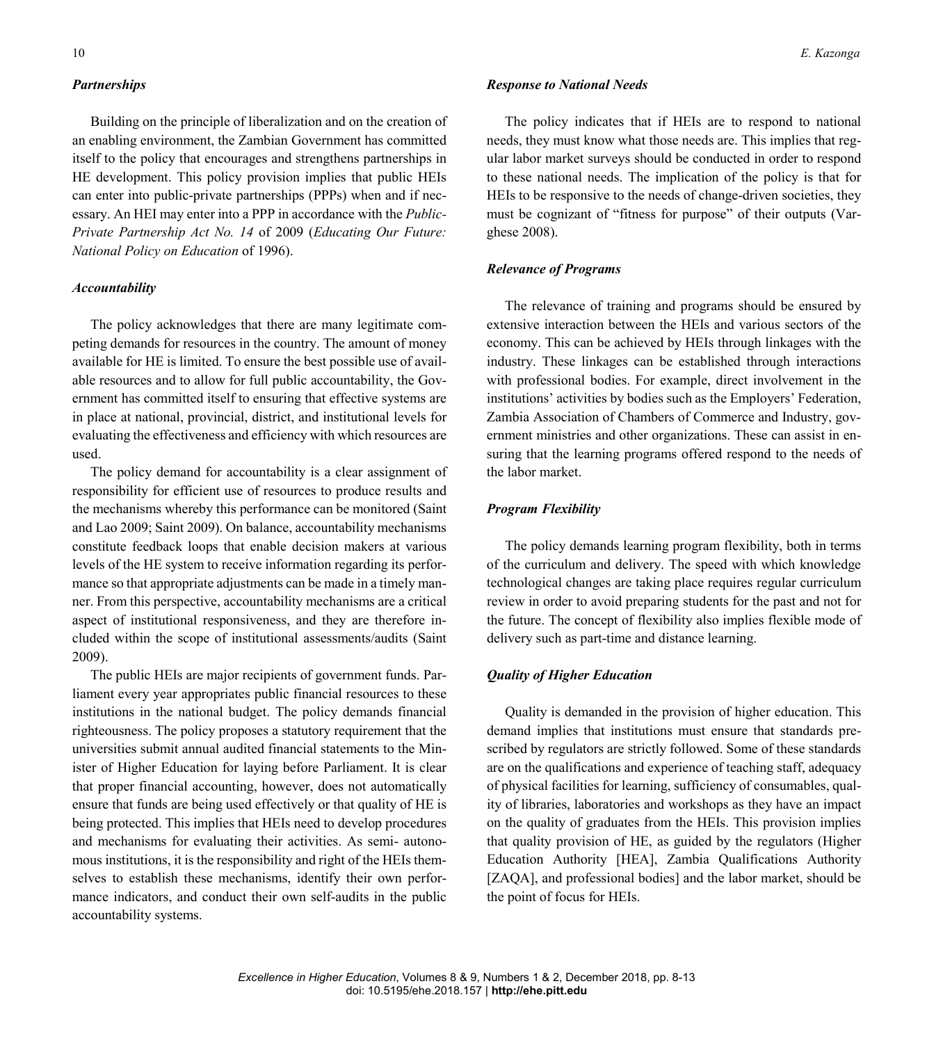### *Partnerships*

Building on the principle of liberalization and on the creation of an enabling environment, the Zambian Government has committed itself to the policy that encourages and strengthens partnerships in HE development. This policy provision implies that public HEIs can enter into public-private partnerships (PPPs) when and if necessary. An HEI may enter into a PPP in accordance with the *Public-Private Partnership Act No. 14* of 2009 (*Educating Our Future: National Policy on Education* of 1996).

### *Accountability*

The policy acknowledges that there are many legitimate competing demands for resources in the country. The amount of money available for HE is limited. To ensure the best possible use of available resources and to allow for full public accountability, the Government has committed itself to ensuring that effective systems are in place at national, provincial, district, and institutional levels for evaluating the effectiveness and efficiency with which resources are used.

The policy demand for accountability is a clear assignment of responsibility for efficient use of resources to produce results and the mechanisms whereby this performance can be monitored (Saint and Lao 2009; Saint 2009). On balance, accountability mechanisms constitute feedback loops that enable decision makers at various levels of the HE system to receive information regarding its performance so that appropriate adjustments can be made in a timely manner. From this perspective, accountability mechanisms are a critical aspect of institutional responsiveness, and they are therefore included within the scope of institutional assessments/audits (Saint 2009).

The public HEIs are major recipients of government funds. Parliament every year appropriates public financial resources to these institutions in the national budget. The policy demands financial righteousness. The policy proposes a statutory requirement that the universities submit annual audited financial statements to the Minister of Higher Education for laying before Parliament. It is clear that proper financial accounting, however, does not automatically ensure that funds are being used effectively or that quality of HE is being protected. This implies that HEIs need to develop procedures and mechanisms for evaluating their activities. As semi- autonomous institutions, it is the responsibility and right of the HEIs themselves to establish these mechanisms, identify their own performance indicators, and conduct their own self-audits in the public accountability systems.

### *Response to National Needs*

The policy indicates that if HEIs are to respond to national needs, they must know what those needs are. This implies that regular labor market surveys should be conducted in order to respond to these national needs. The implication of the policy is that for HEIs to be responsive to the needs of change-driven societies, they must be cognizant of "fitness for purpose" of their outputs (Varghese 2008).

### *Relevance of Programs*

The relevance of training and programs should be ensured by extensive interaction between the HEIs and various sectors of the economy. This can be achieved by HEIs through linkages with the industry. These linkages can be established through interactions with professional bodies. For example, direct involvement in the institutions' activities by bodies such as the Employers' Federation, Zambia Association of Chambers of Commerce and Industry, government ministries and other organizations. These can assist in ensuring that the learning programs offered respond to the needs of the labor market.

### *Program Flexibility*

The policy demands learning program flexibility, both in terms of the curriculum and delivery. The speed with which knowledge technological changes are taking place requires regular curriculum review in order to avoid preparing students for the past and not for the future. The concept of flexibility also implies flexible mode of delivery such as part-time and distance learning.

### *Quality of Higher Education*

Quality is demanded in the provision of higher education. This demand implies that institutions must ensure that standards prescribed by regulators are strictly followed. Some of these standards are on the qualifications and experience of teaching staff, adequacy of physical facilities for learning, sufficiency of consumables, quality of libraries, laboratories and workshops as they have an impact on the quality of graduates from the HEIs. This provision implies that quality provision of HE, as guided by the regulators (Higher Education Authority [HEA], Zambia Qualifications Authority [ZAQA], and professional bodies] and the labor market, should be the point of focus for HEIs.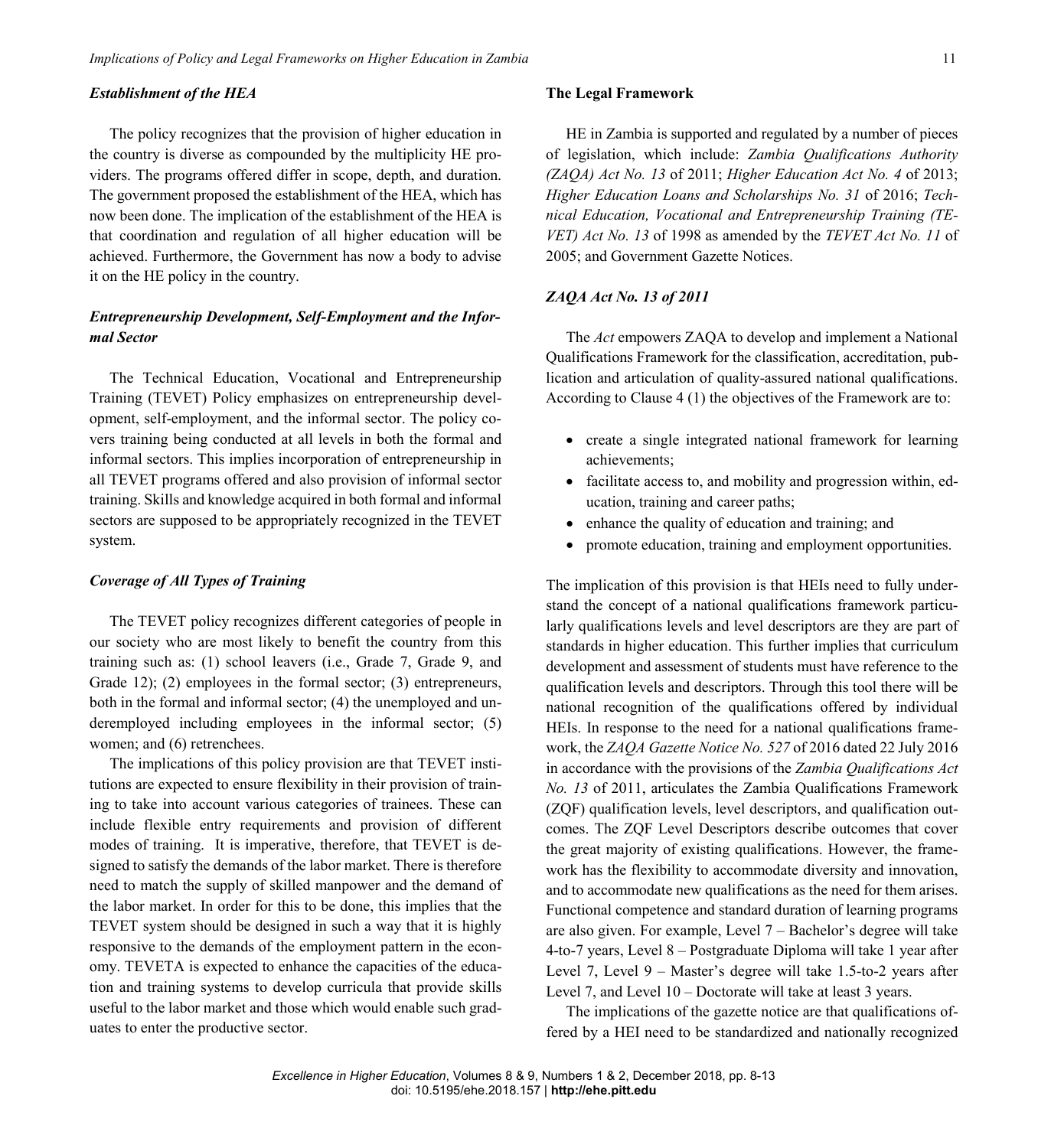### *Establishment of the HEA*

The policy recognizes that the provision of higher education in the country is diverse as compounded by the multiplicity HE providers. The programs offered differ in scope, depth, and duration. The government proposed the establishment of the HEA, which has now been done. The implication of the establishment of the HEA is that coordination and regulation of all higher education will be achieved. Furthermore, the Government has now a body to advise it on the HE policy in the country.

### *Entrepreneurship Development, Self-Employment and the Informal Sector*

The Technical Education, Vocational and Entrepreneurship Training (TEVET) Policy emphasizes on entrepreneurship development, self-employment, and the informal sector. The policy covers training being conducted at all levels in both the formal and informal sectors. This implies incorporation of entrepreneurship in all TEVET programs offered and also provision of informal sector training. Skills and knowledge acquired in both formal and informal sectors are supposed to be appropriately recognized in the TEVET system.

### *Coverage of All Types of Training*

The TEVET policy recognizes different categories of people in our society who are most likely to benefit the country from this training such as: (1) school leavers (i.e., Grade 7, Grade 9, and Grade 12); (2) employees in the formal sector; (3) entrepreneurs, both in the formal and informal sector; (4) the unemployed and underemployed including employees in the informal sector; (5) women; and (6) retrenchees.

The implications of this policy provision are that TEVET institutions are expected to ensure flexibility in their provision of training to take into account various categories of trainees. These can include flexible entry requirements and provision of different modes of training. It is imperative, therefore, that TEVET is designed to satisfy the demands of the labor market. There is therefore need to match the supply of skilled manpower and the demand of the labor market. In order for this to be done, this implies that the TEVET system should be designed in such a way that it is highly responsive to the demands of the employment pattern in the economy. TEVETA is expected to enhance the capacities of the education and training systems to develop curricula that provide skills useful to the labor market and those which would enable such graduates to enter the productive sector.

## The Legal Framework

HE in Zambia is supported and regulated by a number of pieces of legislation, which include: *Zambia Qualifications Authority (ZAQA) Act No. 13* of 2011; *Higher Education Act No. 4* of 2013; *Higher Education Loans and Scholarships No. 31* of 2016; *Technical Education, Vocational and Entrepreneurship Training (TEVET) Act No. 13* of 1998 as amended by the *TEVET Act No. 11* of 2005; and Government Gazette Notices.

### *ZAQA Act No. 13 of 2011*

The *Act* empowers ZAQA to develop and implement a National Qualifications Framework for the classification, accreditation, publication and articulation of quality-assured national qualifications. According to Clause 4 (1) the objectives of the Framework are to:

- create a single integrated national framework for learning achievements;
- facilitate access to, and mobility and progression within, education, training and career paths;
- enhance the quality of education and training; and
- promote education, training and employment opportunities.

The implication of this provision is that HEIs need to fully understand the concept of a national qualifications framework particularly qualifications levels and level descriptors are they are part of standards in higher education. This further implies that curriculum development and assessment of students must have reference to the qualification levels and descriptors. Through this tool there will be national recognition of the qualifications offered by individual HEIs. In response to the need for a national qualifications framework, the *ZAQA Gazette Notice No. 527* of 2016 dated 22 July 2016 in accordance with the provisions of the *Zambia Qualifications Act No. 13* of 2011, articulates the Zambia Qualifications Framework (ZQF) qualification levels, level descriptors, and qualification outcomes. The ZQF Level Descriptors describe outcomes that cover the great majority of existing qualifications. However, the framework has the flexibility to accommodate diversity and innovation, and to accommodate new qualifications as the need for them arises. Functional competence and standard duration of learning programs are also given. For example, Level 7 – Bachelor's degree will take 4-to-7 years, Level 8 – Postgraduate Diploma will take 1 year after Level 7, Level 9 – Master's degree will take 1.5-to-2 years after Level 7, and Level 10 – Doctorate will take at least 3 years.

The implications of the gazette notice are that qualifications offered by a HEI need to be standardized and nationally recognized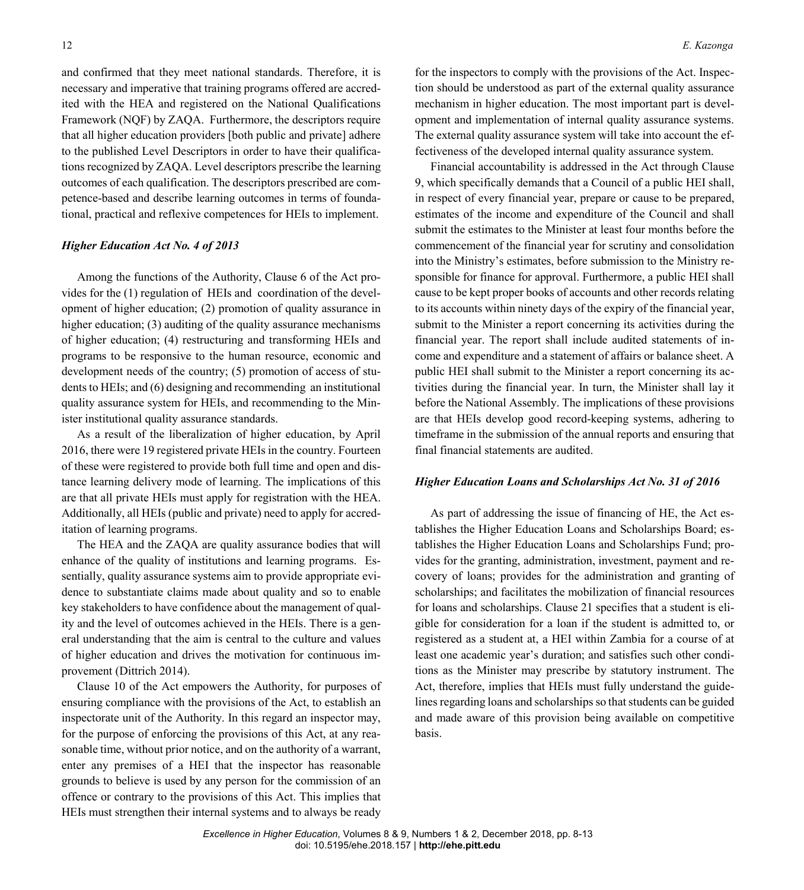and confirmed that they meet national standards. Therefore, it is necessary and imperative that training programs offered are accredited with the HEA and registered on the National Qualifications Framework (NQF) by ZAQA. Furthermore, the descriptors require that all higher education providers [both public and private] adhere to the published Level Descriptors in order to have their qualifications recognized by ZAQA. Level descriptors prescribe the learning outcomes of each qualification. The descriptors prescribed are competence-based and describe learning outcomes in terms of foundational, practical and reflexive competences for HEIs to implement.

### *Higher Education Act No. 4 of 2013*

Among the functions of the Authority, Clause 6 of the Act provides for the (1) regulation of HEIs and coordination of the development of higher education; (2) promotion of quality assurance in higher education; (3) auditing of the quality assurance mechanisms of higher education; (4) restructuring and transforming HEIs and programs to be responsive to the human resource, economic and development needs of the country; (5) promotion of access of students to HEIs; and (6) designing and recommending an institutional quality assurance system for HEIs, and recommending to the Minister institutional quality assurance standards.

As a result of the liberalization of higher education, by April 2016, there were 19 registered private HEIs in the country. Fourteen of these were registered to provide both full time and open and distance learning delivery mode of learning. The implications of this are that all private HEIs must apply for registration with the HEA. Additionally, all HEIs (public and private) need to apply for accreditation of learning programs.

The HEA and the ZAQA are quality assurance bodies that will enhance of the quality of institutions and learning programs. Essentially, quality assurance systems aim to provide appropriate evidence to substantiate claims made about quality and so to enable key stakeholders to have confidence about the management of quality and the level of outcomes achieved in the HEIs. There is a general understanding that the aim is central to the culture and values of higher education and drives the motivation for continuous improvement (Dittrich 2014).

Clause 10 of the Act empowers the Authority, for purposes of ensuring compliance with the provisions of the Act, to establish an inspectorate unit of the Authority. In this regard an inspector may, for the purpose of enforcing the provisions of this Act, at any reasonable time, without prior notice, and on the authority of a warrant, enter any premises of a HEI that the inspector has reasonable grounds to believe is used by any person for the commission of an offence or contrary to the provisions of this Act. This implies that HEIs must strengthen their internal systems and to always be ready for the inspectors to comply with the provisions of the Act. Inspection should be understood as part of the external quality assurance mechanism in higher education. The most important part is development and implementation of internal quality assurance systems. The external quality assurance system will take into account the effectiveness of the developed internal quality assurance system.

Financial accountability is addressed in the Act through Clause 9, which specifically demands that a Council of a public HEI shall, in respect of every financial year, prepare or cause to be prepared, estimates of the income and expenditure of the Council and shall submit the estimates to the Minister at least four months before the commencement of the financial year for scrutiny and consolidation into the Ministry's estimates, before submission to the Ministry responsible for finance for approval. Furthermore, a public HEI shall cause to be kept proper books of accounts and other records relating to its accounts within ninety days of the expiry of the financial year, submit to the Minister a report concerning its activities during the financial year. The report shall include audited statements of income and expenditure and a statement of affairs or balance sheet. A public HEI shall submit to the Minister a report concerning its activities during the financial year. In turn, the Minister shall lay it before the National Assembly. The implications of these provisions are that HEIs develop good record-keeping systems, adhering to timeframe in the submission of the annual reports and ensuring that final financial statements are audited.

### *Higher Education Loans and Scholarships Act No. 31 of 2016*

As part of addressing the issue of financing of HE, the Act establishes the Higher Education Loans and Scholarships Board; establishes the Higher Education Loans and Scholarships Fund; provides for the granting, administration, investment, payment and recovery of loans; provides for the administration and granting of scholarships; and facilitates the mobilization of financial resources for loans and scholarships. Clause 21 specifies that a student is eligible for consideration for a loan if the student is admitted to, or registered as a student at, a HEI within Zambia for a course of at least one academic year's duration; and satisfies such other conditions as the Minister may prescribe by statutory instrument. The Act, therefore, implies that HEIs must fully understand the guidelines regarding loans and scholarships so that students can be guided and made aware of this provision being available on competitive basis.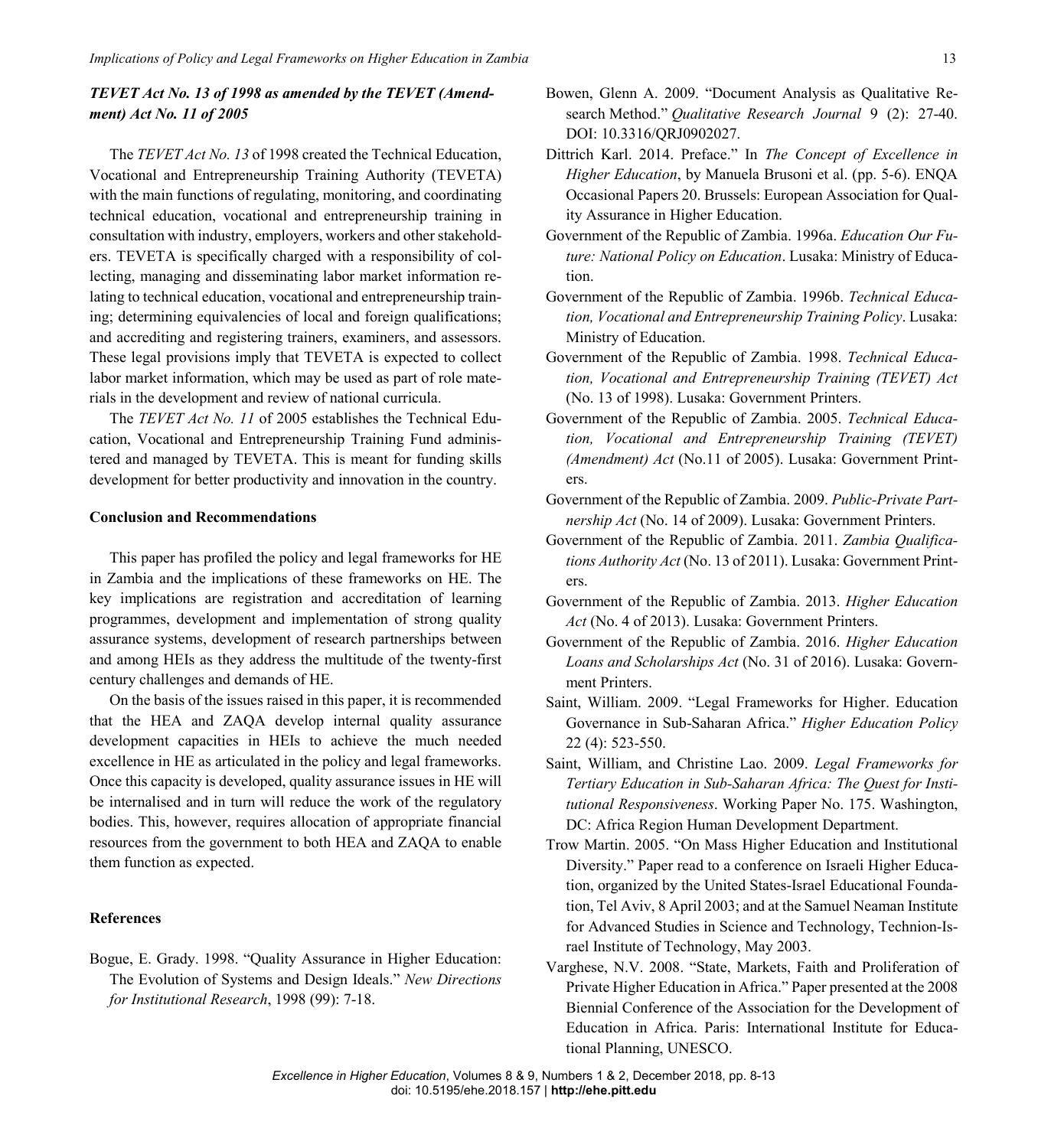### *TEVET Act No. 13 of 1998 as amended by the TEVET (Amendment) Act No. 11 of 2005*

The *TEVET Act No. 13* of 1998 created the Technical Education, Vocational and Entrepreneurship Training Authority (TEVETA) with the main functions of regulating, monitoring, and coordinating technical education, vocational and entrepreneurship training in consultation with industry, employers, workers and other stakeholders. TEVETA is specifically charged with a responsibility of collecting, managing and disseminating labor market information relating to technical education, vocational and entrepreneurship training; determining equivalencies of local and foreign qualifications; and accrediting and registering trainers, examiners, and assessors. These legal provisions imply that TEVETA is expected to collect labor market information, which may be used as part of role materials in the development and review of national curricula.

The *TEVET Act No. 11* of 2005 establishes the Technical Education, Vocational and Entrepreneurship Training Fund administered and managed by TEVETA. This is meant for funding skills development for better productivity and innovation in the country.

## Conclusion and Recommendations

This paper has profiled the policy and legal frameworks for HE in Zambia and the implications of these frameworks on HE. The key implications are registration and accreditation of learning programmes, development and implementation of strong quality assurance systems, development of research partnerships between and among HEIs as they address the multitude of the twenty-first century challenges and demands of HE.

On the basis of the issues raised in this paper, it is recommended that the HEA and ZAQA develop internal quality assurance development capacities in HEIs to achieve the much needed excellence in HE as articulated in the policy and legal frameworks. Once this capacity is developed, quality assurance issues in HE will be internalised and in turn will reduce the work of the regulatory bodies. This, however, requires allocation of appropriate financial resources from the government to both HEA and ZAQA to enable them function as expected.

## References

Bogue, E. Grady. 1998. "Quality Assurance in Higher Education: The Evolution of Systems and Design Ideals." *New Directions for Institutional Research*, 1998 (99): 7-18.

Bowen, Glenn A. 2009. "Document Analysis as Qualitative Research Method." *Qualitative Research Journal* 9 (2): 27-40. DOI: 10.3316/QRJ0902027.

Dittrich Karl. 2014. Preface." In *The Concept of Excellence in Higher Education*, by Manuela Brusoni et al. (pp. 5-6). ENQA Occasional Papers 20. Brussels: European Association for Quality Assurance in Higher Education.

Government of the Republic of Zambia. 1996a. *Education Our Future: National Policy on Education*. Lusaka: Ministry of Education.

Government of the Republic of Zambia. 1996b. *Technical Education, Vocational and Entrepreneurship Training Policy*. Lusaka: Ministry of Education.

Government of the Republic of Zambia. 1998. *Technical Education, Vocational and Entrepreneurship Training (TEVET) Act* (No. 13 of 1998). Lusaka: Government Printers.

Government of the Republic of Zambia. 2005. *Technical Education, Vocational and Entrepreneurship Training (TEVET) (Amendment) Act* (No.11 of 2005). Lusaka: Government Printers.

Government of the Republic of Zambia. 2009. *Public-Private Partnership Act* (No. 14 of 2009). Lusaka: Government Printers.

Government of the Republic of Zambia. 2011. *Zambia Qualifications Authority Act* (No. 13 of 2011). Lusaka: Government Printers.

Government of the Republic of Zambia. 2013. *Higher Education Act* (No. 4 of 2013). Lusaka: Government Printers.

Government of the Republic of Zambia. 2016. *Higher Education Loans and Scholarships Act* (No. 31 of 2016). Lusaka: Government Printers.

Saint, William. 2009. "Legal Frameworks for Higher. Education Governance in Sub-Saharan Africa." *Higher Education Policy* 22 (4): 523-550.

Saint, William, and Christine Lao. 2009. *Legal Frameworks for Tertiary Education in Sub-Saharan Africa: The Quest for Institutional Responsiveness*. Working Paper No. 175. Washington, DC: Africa Region Human Development Department.

Trow Martin. 2005. "On Mass Higher Education and Institutional Diversity." Paper read to a conference on Israeli Higher Education, organized by the United States-Israel Educational Foundation, Tel Aviv, 8 April 2003; and at the Samuel Neaman Institute for Advanced Studies in Science and Technology, Technion-Israel Institute of Technology, May 2003.

Varghese, N.V. 2008. "State, Markets, Faith and Proliferation of Private Higher Education in Africa." Paper presented at the 2008 Biennial Conference of the Association for the Development of Education in Africa. Paris: International Institute for Educational Planning, UNESCO.